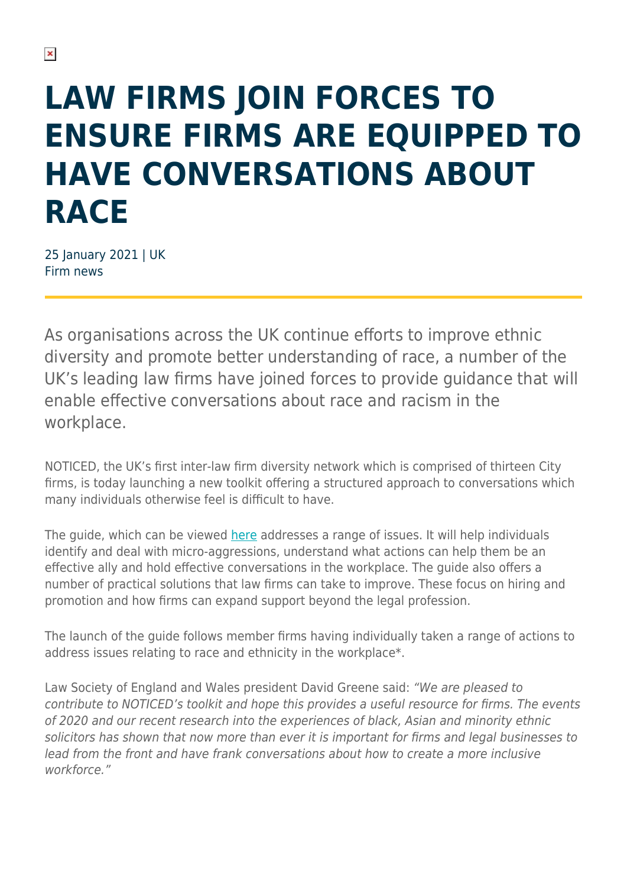# LAW FIRMS JOIN FORCES TO ENSURE FIRMS ARE EQUIPPED TO HAVE CONVERSATIONS ABOUT RACE

25 January 2021 | UK
Firm news

As organisations across the UK continue efforts to improve ethnic diversity and promote better understanding of race, a number of the UK's leading law firms have joined forces to provide guidance that will enable effective conversations about race and racism in the workplace.

NOTICED, the UK's first inter-law firm diversity network which is comprised of thirteen City firms, is today launching a new toolkit offering a structured approach to conversations which many individuals otherwise feel is difficult to have.

The guide, which can be viewed here addresses a range of issues. It will help individuals identify and deal with micro-aggressions, understand what actions can help them be an effective ally and hold effective conversations in the workplace. The guide also offers a number of practical solutions that law firms can take to improve. These focus on hiring and promotion and how firms can expand support beyond the legal profession.

The launch of the guide follows member firms having individually taken a range of actions to address issues relating to race and ethnicity in the workplace*.

Law Society of England and Wales president David Greene said: *"We are pleased to contribute to NOTICED's toolkit and hope this provides a useful resource for firms. The events of 2020 and our recent research into the experiences of black, Asian and minority ethnic solicitors has shown that now more than ever it is important for firms and legal businesses to lead from the front and have frank conversations about how to create a more inclusive workforce."*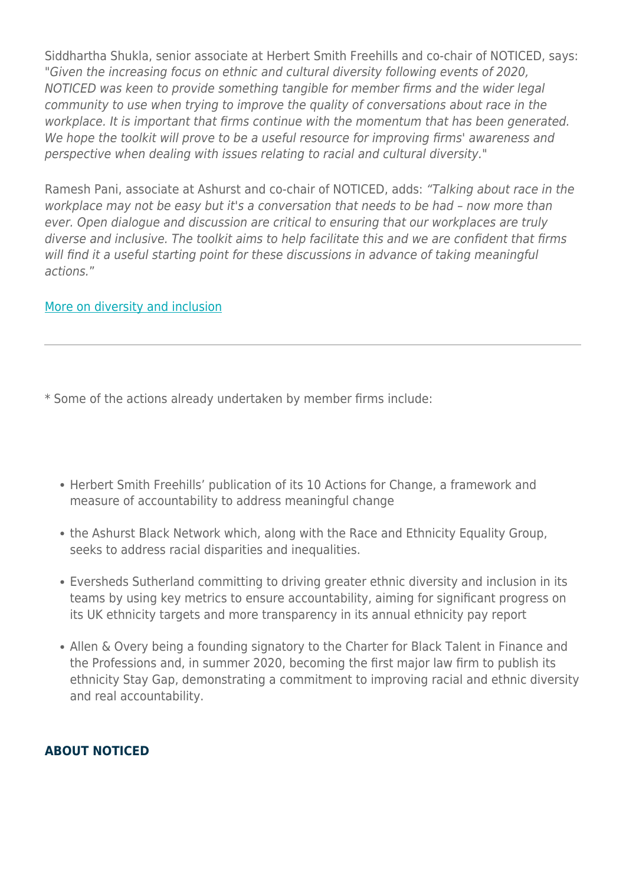Siddhartha Shukla, senior associate at Herbert Smith Freehills and co-chair of NOTICED, says: "*Given the increasing focus on ethnic and cultural diversity following events of 2020, NOTICED was keen to provide something tangible for member firms and the wider legal community to use when trying to improve the quality of conversations about race in the workplace. It is important that firms continue with the momentum that has been generated. We hope the toolkit will prove to be a useful resource for improving firms' awareness and perspective when dealing with issues relating to racial and cultural diversity.*"

Ramesh Pani, associate at Ashurst and co-chair of NOTICED, adds: *"Talking about race in the workplace may not be easy but it's a conversation that needs to be had – now more than ever. Open dialogue and discussion are critical to ensuring that our workplaces are truly diverse and inclusive. The toolkit aims to help facilitate this and we are confident that firms will find it a useful starting point for these discussions in advance of taking meaningful actions."*

More on diversity and inclusion

---

* Some of the actions already undertaken by member firms include:

- Herbert Smith Freehills' publication of its 10 Actions for Change, a framework and measure of accountability to address meaningful change
- the Ashurst Black Network which, along with the Race and Ethnicity Equality Group, seeks to address racial disparities and inequalities.
- Eversheds Sutherland committing to driving greater ethnic diversity and inclusion in its teams by using key metrics to ensure accountability, aiming for significant progress on its UK ethnicity targets and more transparency in its annual ethnicity pay report
- Allen & Overy being a founding signatory to the Charter for Black Talent in Finance and the Professions and, in summer 2020, becoming the first major law firm to publish its ethnicity Stay Gap, demonstrating a commitment to improving racial and ethnic diversity and real accountability.

**ABOUT NOTICED**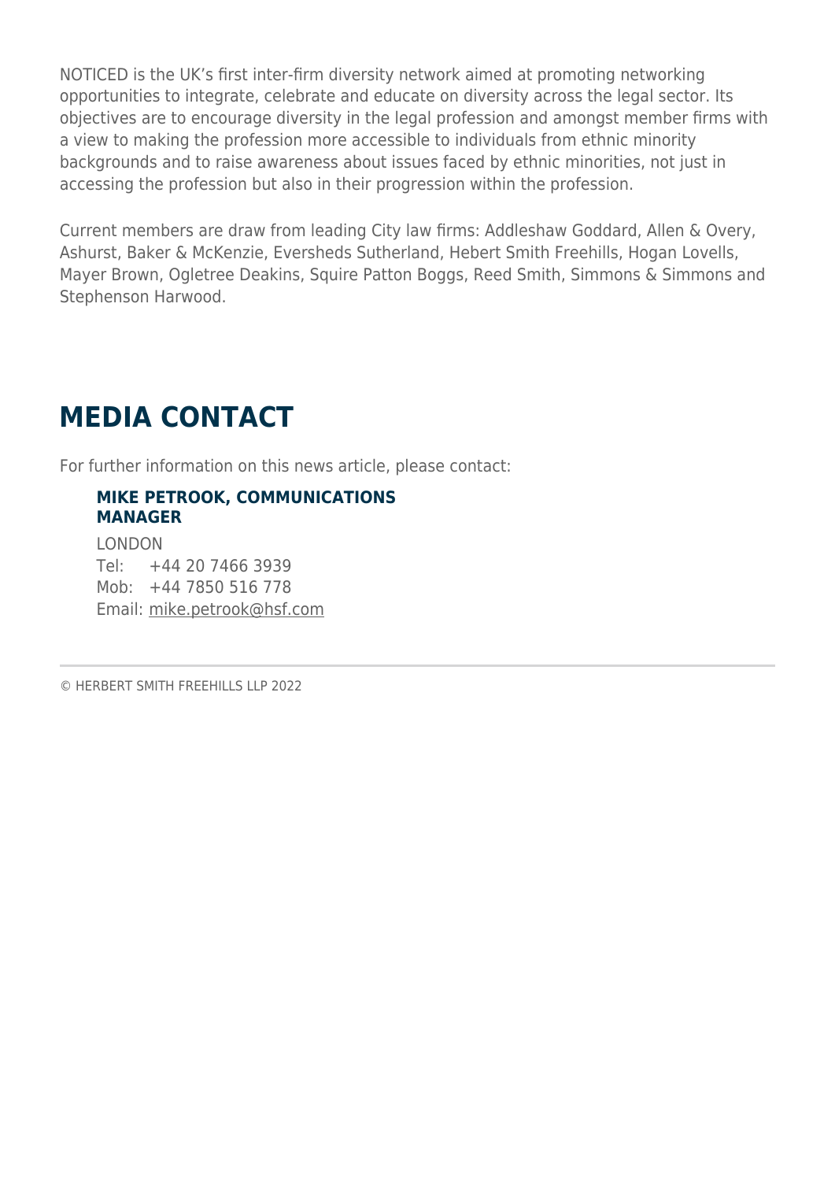NOTICED is the UK's first inter-firm diversity network aimed at promoting networking opportunities to integrate, celebrate and educate on diversity across the legal sector. Its objectives are to encourage diversity in the legal profession and amongst member firms with a view to making the profession more accessible to individuals from ethnic minority backgrounds and to raise awareness about issues faced by ethnic minorities, not just in accessing the profession but also in their progression within the profession.

Current members are draw from leading City law firms: Addleshaw Goddard, Allen & Overy, Ashurst, Baker & McKenzie, Eversheds Sutherland, Hebert Smith Freehills, Hogan Lovells, Mayer Brown, Ogletree Deakins, Squire Patton Boggs, Reed Smith, Simmons & Simmons and Stephenson Harwood.

## MEDIA CONTACT

For further information on this news article, please contact:

**MIKE PETROOK, COMMUNICATIONS MANAGER**

LONDON
Tel: +44 20 7466 3939
Mob: +44 7850 516 778
Email: mike.petrook@hsf.com

© HERBERT SMITH FREEHILLS LLP 2022